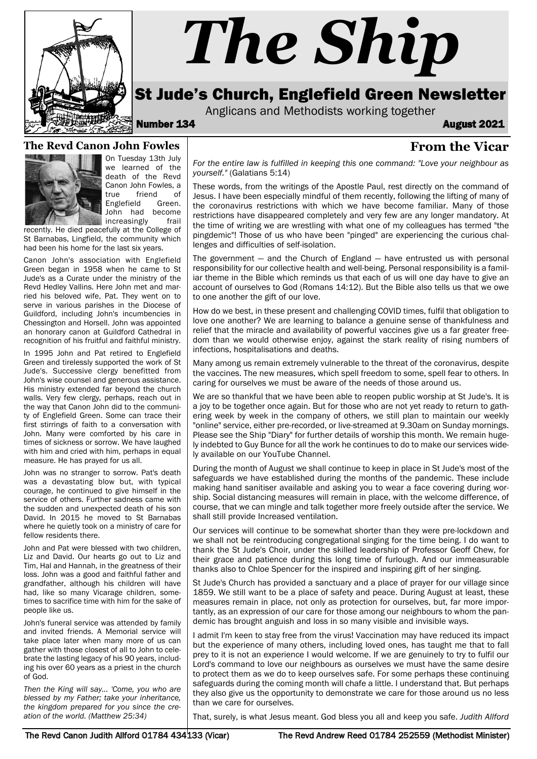# The Ship

## St Jude's Church, Englefield Green Newsletter

Anglicans and Methodists working together

**Number 134** **August 2021**

### The Revd Canon John Fowles

On Tuesday 13th July we learned of the death of the Revd Canon John Fowles, a true friend of Englefield Green. John had become increasingly frail recently. He died peacefully at the College of St Barnabas, Lingfield, the community which had been his home for the last six years.

Canon John's association with Englefield Green began in 1958 when he came to St Jude's as a Curate under the ministry of the Revd Hedley Vallins. Here John met and married his beloved wife, Pat. They went on to serve in various parishes in the Diocese of Guildford, including John's incumbencies in Chessington and Horsell. John was appointed an honorary canon at Guildford Cathedral in recognition of his fruitful and faithful ministry.

In 1995 John and Pat retired to Englefield Green and tirelessly supported the work of St Jude's. Successive clergy benefitted from John's wise counsel and generous assistance. His ministry extended far beyond the church walls. Very few clergy, perhaps, reach out in the way that Canon John did to the community of Englefield Green. Some can trace their first stirrings of faith to a conversation with John. Many were comforted by his care in times of sickness or sorrow. We have laughed with him and cried with him, perhaps in equal measure. He has prayed for us all.

John was no stranger to sorrow. Pat's death was a devastating blow but, with typical courage, he continued to give himself in the service of others. Further sadness came with the sudden and unexpected death of his son David. In 2015 he moved to St Barnabas where he quietly took on a ministry of care for fellow residents there.

John and Pat were blessed with two children, Liz and David. Our hearts go out to Liz and Tim, Hal and Hannah, in the greatness of their loss. John was a good and faithful father and grandfather, although his children will have had, like so many Vicarage children, sometimes to sacrifice time with him for the sake of people like us.

John's funeral service was attended by family and invited friends. A Memorial service will take place later when many more of us can gather with those closest of all to John to celebrate the lasting legacy of his 90 years, including his over 60 years as a priest in the church of God.

*Then the King will say... 'Come, you who are blessed by my Father; take your inheritance, the kingdom prepared for you since the creation of the world. (Matthew 25:34)*

### From the Vicar

*For the entire law is fulfilled in keeping this one command: "Love your neighbour as yourself."* (Galatians 5:14)

These words, from the writings of the Apostle Paul, rest directly on the command of Jesus. I have been especially mindful of them recently, following the lifting of many of the coronavirus restrictions with which we have become familiar. Many of those restrictions have disappeared completely and very few are any longer mandatory. At the time of writing we are wrestling with what one of my colleagues has termed "the pingdemic"! Those of us who have been "pinged" are experiencing the curious challenges and difficulties of self-isolation.

The government — and the Church of England — have entrusted us with personal responsibility for our collective health and well-being. Personal responsibility is a familiar theme in the Bible which reminds us that each of us will one day have to give an account of ourselves to God (Romans 14:12). But the Bible also tells us that we owe to one another the gift of our love.

How do we best, in these present and challenging COVID times, fulfil that obligation to love one another? We are learning to balance a genuine sense of thankfulness and relief that the miracle and availability of powerful vaccines give us a far greater freedom than we would otherwise enjoy, against the stark reality of rising numbers of infections, hospitalisations and deaths.

Many among us remain extremely vulnerable to the threat of the coronavirus, despite the vaccines. The new measures, which spell freedom to some, spell fear to others. In caring for ourselves we must be aware of the needs of those around us.

We are so thankful that we have been able to reopen public worship at St Jude's. It is a joy to be together once again. But for those who are not yet ready to return to gathering week by week in the company of others, we still plan to maintain our weekly "online" service, either pre-recorded, or live-streamed at 9.30am on Sunday mornings. Please see the Ship "Diary" for further details of worship this month. We remain hugely indebted to Guy Bunce for all the work he continues to do to make our services widely available on our YouTube Channel.

During the month of August we shall continue to keep in place in St Jude's most of the safeguards we have established during the months of the pandemic. These include making hand sanitiser available and asking you to wear a face covering during worship. Social distancing measures will remain in place, with the welcome difference, of course, that we can mingle and talk together more freely outside after the service. We shall still provide Increased ventilation.

Our services will continue to be somewhat shorter than they were pre-lockdown and we shall not be reintroducing congregational singing for the time being. I do want to thank the St Jude's Choir, under the skilled leadership of Professor Geoff Chew, for their grace and patience during this long time of furlough. And our immeasurable thanks also to Chloe Spencer for the inspired and inspiring gift of her singing.

St Jude's Church has provided a sanctuary and a place of prayer for our village since 1859. We still want to be a place of safety and peace. During August at least, these measures remain in place, not only as protection for ourselves, but, far more importantly, as an expression of our care for those among our neighbours to whom the pandemic has brought anguish and loss in so many visible and invisible ways.

I admit I'm keen to stay free from the virus! Vaccination may have reduced its impact but the experience of many others, including loved ones, has taught me that to fall prey to it is not an experience I would welcome. If we are genuinely to try to fulfil our Lord's command to love our neighbours as ourselves we must have the same desire to protect them as we do to keep ourselves safe. For some perhaps these continuing safeguards during the coming month will chafe a little. I understand that. But perhaps they also give us the opportunity to demonstrate we care for those around us no less than we care for ourselves.

That, surely, is what Jesus meant. God bless you all and keep you safe. *Judith Allford*

The Revd Canon Judith Allford 01784 434133 (Vicar) The Revd Andrew Reed 01784 252559 (Methodist Minister)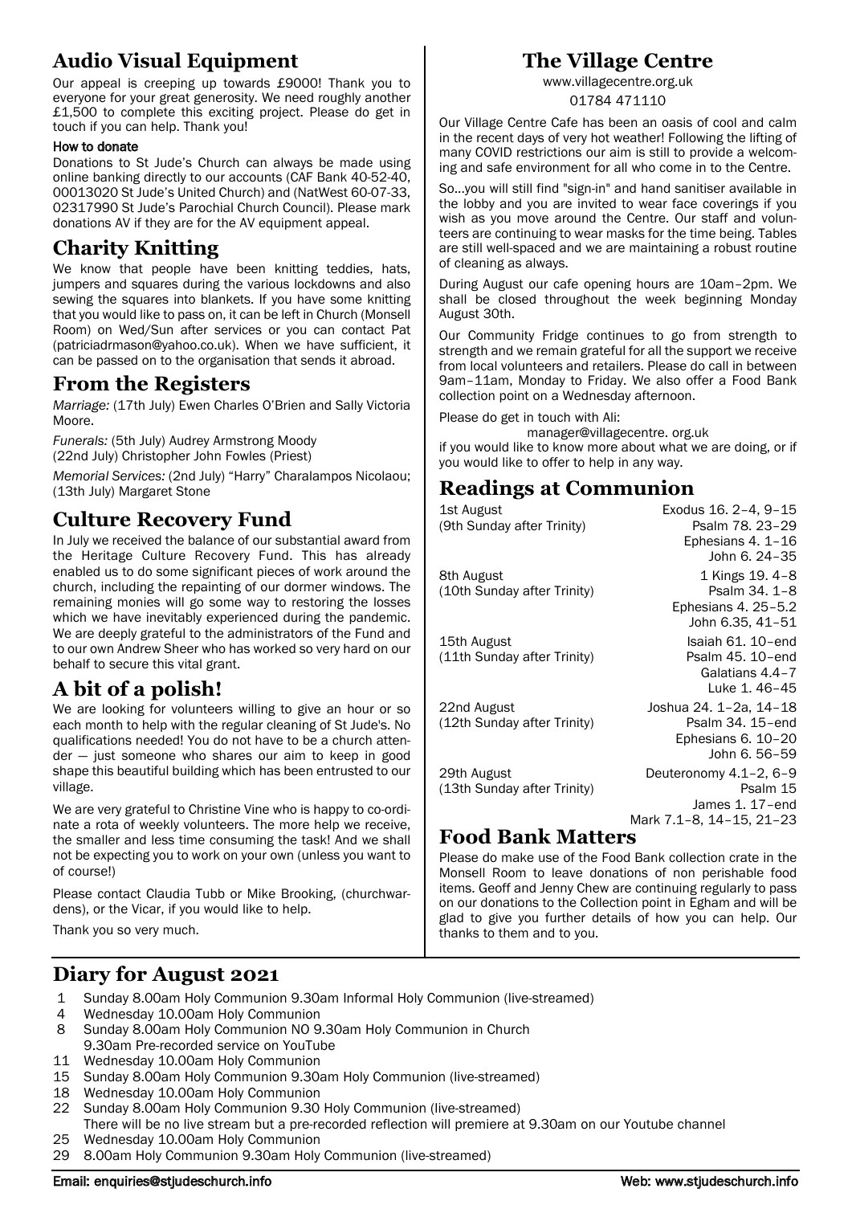## Audio Visual Equipment

Our appeal is creeping up towards £9000! Thank you to everyone for your great generosity. We need roughly another £1,500 to complete this exciting project. Please do get in touch if you can help. Thank you!

**How to donate**

Donations to St Jude's Church can always be made using online banking directly to our accounts (CAF Bank 40-52-40, 00013020 St Jude's United Church) and (NatWest 60-07-33, 02317990 St Jude's Parochial Church Council). Please mark donations AV if they are for the AV equipment appeal.

## Charity Knitting

We know that people have been knitting teddies, hats, jumpers and squares during the various lockdowns and also sewing the squares into blankets. If you have some knitting that you would like to pass on, it can be left in Church (Monsell Room) on Wed/Sun after services or you can contact Pat (patriciadrmason@yahoo.co.uk). When we have sufficient, it can be passed on to the organisation that sends it abroad.

## From the Registers

*Marriage:* (17th July) Ewen Charles O'Brien and Sally Victoria Moore.

*Funerals:* (5th July) Audrey Armstrong Moody
(22nd July) Christopher John Fowles (Priest)

*Memorial Services:* (2nd July) "Harry" Charalampos Nicolaou; (13th July) Margaret Stone

## Culture Recovery Fund

In July we received the balance of our substantial award from the Heritage Culture Recovery Fund. This has already enabled us to do some significant pieces of work around the church, including the repainting of our dormer windows. The remaining monies will go some way to restoring the losses which we have inevitably experienced during the pandemic. We are deeply grateful to the administrators of the Fund and to our own Andrew Sheer who has worked so very hard on our behalf to secure this vital grant.

## A bit of a polish!

We are looking for volunteers willing to give an hour or so each month to help with the regular cleaning of St Jude's. No qualifications needed! You do not have to be a church attender — just someone who shares our aim to keep in good shape this beautiful building which has been entrusted to our village.

We are very grateful to Christine Vine who is happy to co-ordinate a rota of weekly volunteers. The more help we receive, the smaller and less time consuming the task! And we shall not be expecting you to work on your own (unless you want to of course!)

Please contact Claudia Tubb or Mike Brooking, (churchwardens), or the Vicar, if you would like to help.

Thank you so very much.

## The Village Centre

www.villagecentre.org.uk
01784 471110

Our Village Centre Cafe has been an oasis of cool and calm in the recent days of very hot weather! Following the lifting of many COVID restrictions our aim is still to provide a welcoming and safe environment for all who come in to the Centre.

So...you will still find "sign-in" and hand sanitiser available in the lobby and you are invited to wear face coverings if you wish as you move around the Centre. Our staff and volunteers are continuing to wear masks for the time being. Tables are still well-spaced and we are maintaining a robust routine of cleaning as always.

During August our cafe opening hours are 10am–2pm. We shall be closed throughout the week beginning Monday August 30th.

Our Community Fridge continues to go from strength to strength and we remain grateful for all the support we receive from local volunteers and retailers. Please do call in between 9am–11am, Monday to Friday. We also offer a Food Bank collection point on a Wednesday afternoon.

Please do get in touch with Ali:
manager@villagecentre. org.uk
if you would like to know more about what we are doing, or if you would like to offer to help in any way.

## Readings at Communion

| | |
|---|---|
| 1st August (9th Sunday after Trinity) | Exodus 16. 2–4, 9–15<br>Psalm 78. 23–29<br>Ephesians 4. 1–16<br>John 6. 24–35 |
| 8th August (10th Sunday after Trinity) | 1 Kings 19. 4–8<br>Psalm 34. 1–8<br>Ephesians 4. 25–5.2<br>John 6.35, 41–51 |
| 15th August (11th Sunday after Trinity) | Isaiah 61. 10–end<br>Psalm 45. 10–end<br>Galatians 4.4–7<br>Luke 1. 46–45 |
| 22nd August (12th Sunday after Trinity) | Joshua 24. 1–2a, 14–18<br>Psalm 34. 15–end<br>Ephesians 6. 10–20<br>John 6. 56–59 |
| 29th August (13th Sunday after Trinity) | Deuteronomy 4.1–2, 6–9<br>Psalm 15<br>James 1. 17–end<br>Mark 7.1–8, 14–15, 21–23 |

## Food Bank Matters

Please do make use of the Food Bank collection crate in the Monsell Room to leave donations of non perishable food items. Geoff and Jenny Chew are continuing regularly to pass on our donations to the Collection point in Egham and will be glad to give you further details of how you can help. Our thanks to them and to you.

## Diary for August 2021

- 1 Sunday 8.00am Holy Communion 9.30am Informal Holy Communion (live-streamed)
- 4 Wednesday 10.00am Holy Communion
- 8 Sunday 8.00am Holy Communion NO 9.30am Holy Communion in Church
  9.30am Pre-recorded service on YouTube
- 11 Wednesday 10.00am Holy Communion
- 15 Sunday 8.00am Holy Communion 9.30am Holy Communion (live-streamed)
- 18 Wednesday 10.00am Holy Communion
- 22 Sunday 8.00am Holy Communion 9.30 Holy Communion (live-streamed)
  There will be no live stream but a pre-recorded reflection will premiere at 9.30am on our Youtube channel
- 25 Wednesday 10.00am Holy Communion
- 29 8.00am Holy Communion 9.30am Holy Communion (live-streamed)

Email: enquiries@stjudeschurch.info Web: www.stjudeschurch.info